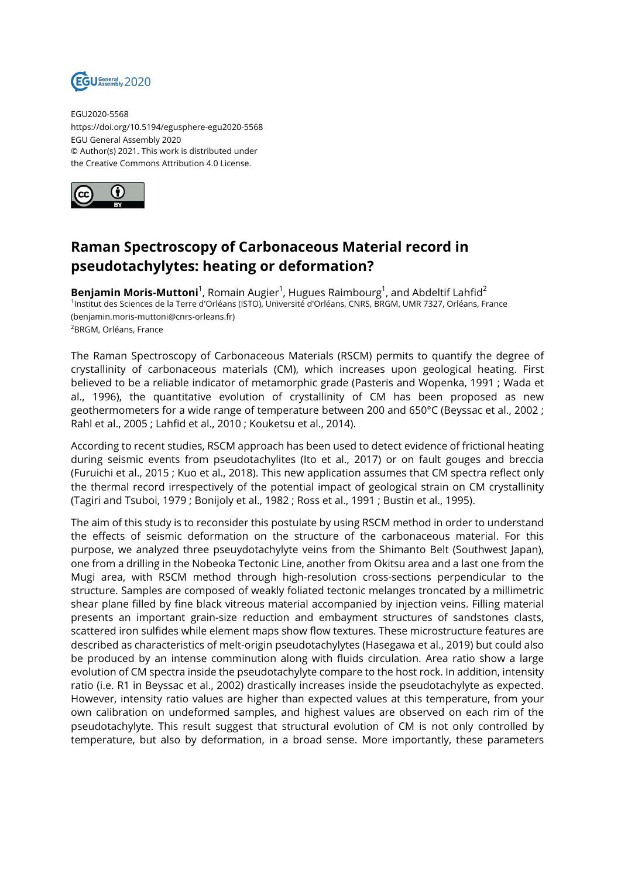EGU2020-5568
https://doi.org/10.5194/egusphere-egu2020-5568
EGU General Assembly 2020
© Author(s) 2021. This work is distributed under
the Creative Commons Attribution 4.0 License.

# Raman Spectroscopy of Carbonaceous Material record in pseudotachylytes: heating or deformation?

**Benjamin Moris-Muttoni**[1], Romain Augier[1], Hugues Raimbourg[1], and Abdeltif Lahfid[2]
[1]Institut des Sciences de la Terre d'Orléans (ISTO), Université d'Orléans, CNRS, BRGM, UMR 7327, Orléans, France (benjamin.moris-muttoni@cnrs-orleans.fr)
[2]BRGM, Orléans, France

The Raman Spectroscopy of Carbonaceous Materials (RSCM) permits to quantify the degree of crystallinity of carbonaceous materials (CM), which increases upon geological heating. First believed to be a reliable indicator of metamorphic grade (Pasteris and Wopenka, 1991 ; Wada et al., 1996), the quantitative evolution of crystallinity of CM has been proposed as new geothermometers for a wide range of temperature between 200 and 650°C (Beyssac et al., 2002 ; Rahl et al., 2005 ; Lahfid et al., 2010 ; Kouketsu et al., 2014).

According to recent studies, RSCM approach has been used to detect evidence of frictional heating during seismic events from pseudotachylites (Ito et al., 2017) or on fault gouges and breccia (Furuichi et al., 2015 ; Kuo et al., 2018). This new application assumes that CM spectra reflect only the thermal record irrespectively of the potential impact of geological strain on CM crystallinity (Tagiri and Tsuboi, 1979 ; Bonijoly et al., 1982 ; Ross et al., 1991 ; Bustin et al., 1995).

The aim of this study is to reconsider this postulate by using RSCM method in order to understand the effects of seismic deformation on the structure of the carbonaceous material. For this purpose, we analyzed three pseuydotachylyte veins from the Shimanto Belt (Southwest Japan), one from a drilling in the Nobeoka Tectonic Line, another from Okitsu area and a last one from the Mugi area, with RSCM method through high-resolution cross-sections perpendicular to the structure. Samples are composed of weakly foliated tectonic melanges troncated by a millimetric shear plane filled by fine black vitreous material accompanied by injection veins. Filling material presents an important grain-size reduction and embayment structures of sandstones clasts, scattered iron sulfides while element maps show flow textures. These microstructure features are described as characteristics of melt-origin pseudotachylytes (Hasegawa et al., 2019) but could also be produced by an intense comminution along with fluids circulation. Area ratio show a large evolution of CM spectra inside the pseudotachylyte compare to the host rock. In addition, intensity ratio (i.e. R1 in Beyssac et al., 2002) drastically increases inside the pseudotachylyte as expected. However, intensity ratio values are higher than expected values at this temperature, from your own calibration on undeformed samples, and highest values are observed on each rim of the pseudotachylyte. This result suggest that structural evolution of CM is not only controlled by temperature, but also by deformation, in a broad sense. More importantly, these parameters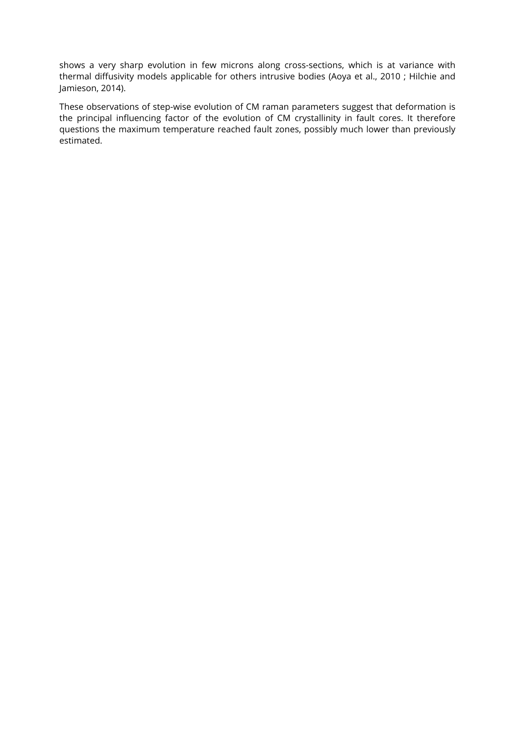shows a very sharp evolution in few microns along cross-sections, which is at variance with thermal diffusivity models applicable for others intrusive bodies (Aoya et al., 2010 ; Hilchie and Jamieson, 2014).

These observations of step-wise evolution of CM raman parameters suggest that deformation is the principal influencing factor of the evolution of CM crystallinity in fault cores. It therefore questions the maximum temperature reached fault zones, possibly much lower than previously estimated.